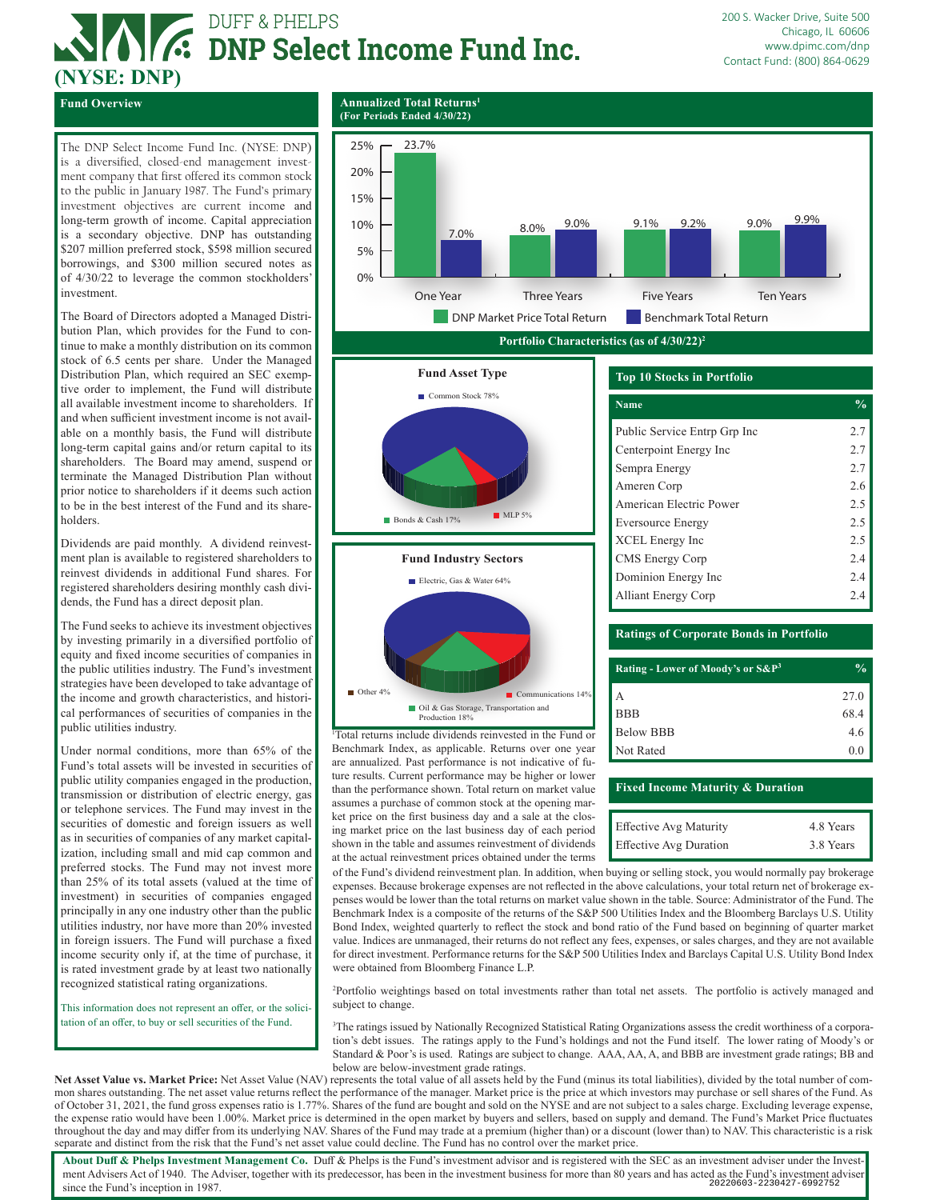# DUFF & PHELPS
# DNP Select Income Fund Inc.
**(NYSE: DNP)**

200 S. Wacker Drive, Suite 500
Chicago, IL 60606
www.dpimc.com/dnp
Contact Fund: (800) 864-0629

## Fund Overview

The DNP Select Income Fund Inc. (NYSE: DNP) is a diversified, closed-end management investment company that first offered its common stock to the public in January 1987. The Fund's primary investment objectives are current income and long-term growth of income. Capital appreciation is a secondary objective. DNP has outstanding $207 million preferred stock, $598 million secured borrowings, and $300 million secured notes as of 4/30/22 to leverage the common stockholders' investment.

The Board of Directors adopted a Managed Distribution Plan, which provides for the Fund to continue to make a monthly distribution on its common stock of 6.5 cents per share. Under the Managed Distribution Plan, which required an SEC exemptive order to implement, the Fund will distribute all available investment income to shareholders. If and when sufficient investment income is not available on a monthly basis, the Fund will distribute long-term capital gains and/or return capital to its shareholders. The Board may amend, suspend or terminate the Managed Distribution Plan without prior notice to shareholders if it deems such action to be in the best interest of the Fund and its shareholders.

Dividends are paid monthly. A dividend reinvestment plan is available to registered shareholders to reinvest dividends in additional Fund shares. For registered shareholders desiring monthly cash dividends, the Fund has a direct deposit plan.

The Fund seeks to achieve its investment objectives by investing primarily in a diversified portfolio of equity and fixed income securities of companies in the public utilities industry. The Fund's investment strategies have been developed to take advantage of the income and growth characteristics, and historical performances of securities of companies in the public utilities industry.

Under normal conditions, more than 65% of the Fund's total assets will be invested in securities of public utility companies engaged in the production, transmission or distribution of electric energy, gas or telephone services. The Fund may invest in the securities of domestic and foreign issuers as well as in securities of companies of any market capitalization, including small and mid cap common and preferred stocks. The Fund may not invest more than 25% of its total assets (valued at the time of investment) in securities of companies engaged principally in any one industry other than the public utilities industry, nor have more than 20% invested in foreign issuers. The Fund will purchase a fixed income security only if, at the time of purchase, it is rated investment grade by at least two nationally recognized statistical rating organizations.

This information does not represent an offer, or the solicitation of an offer, to buy or sell securities of the Fund.

## Annualized Total Returns[1]
**(For Periods Ended 4/30/22)**

| | One Year | Three Years | Five Years | Ten Years |
|---|---|---|---|---|
| DNP Market Price Total Return | 23.7% | 8.0% | 9.1% | 9.0% |
| Benchmark Total Return | 7.0% | 9.0% | 9.2% | 9.9% |

## Portfolio Characteristics (as of 4/30/22)[2]

### Fund Asset Type

| Type | % |
|---|---|
| Common Stock | 78% |
| Bonds & Cash | 17% |
| MLP | 5% |

### Fund Industry Sectors

| Sector | % |
|---|---|
| Electric, Gas & Water | 64% |
| Oil & Gas Storage, Transportation and Production | 18% |
| Communications | 14% |
| Other | 4% |

### Top 10 Stocks in Portfolio

| Name | % |
|---|---|
| Public Service Entrp Grp Inc | 2.7 |
| Centerpoint Energy Inc | 2.7 |
| Sempra Energy | 2.7 |
| Ameren Corp | 2.6 |
| American Electric Power | 2.5 |
| Eversource Energy | 2.5 |
| XCEL Energy Inc | 2.5 |
| CMS Energy Corp | 2.4 |
| Dominion Energy Inc | 2.4 |
| Alliant Energy Corp | 2.4 |

### Ratings of Corporate Bonds in Portfolio

| Rating - Lower of Moody's or S&P[3] | % |
|---|---|
| A | 27.0 |
| BBB | 68.4 |
| Below BBB | 4.6 |
| Not Rated | 0.0 |

### Fixed Income Maturity & Duration

| | |
|---|---|
| Effective Avg Maturity | 4.8 Years |
| Effective Avg Duration | 3.8 Years |

[1]Total returns include dividends reinvested in the Fund or Benchmark Index, as applicable. Returns over one year are annualized. Past performance is not indicative of future results. Current performance may be higher or lower than the performance shown. Total return on market value assumes a purchase of common stock at the opening market price on the first business day and a sale at the closing market price on the last business day of each period shown in the table and assumes reinvestment of dividends at the actual reinvestment prices obtained under the terms of the Fund's dividend reinvestment plan. In addition, when buying or selling stock, you would normally pay brokerage expenses. Because brokerage expenses are not reflected in the above calculations, your total return net of brokerage expenses would be lower than the total returns on market value shown in the table. Source: Administrator of the Fund. The Benchmark Index is a composite of the returns of the S&P 500 Utilities Index and the Bloomberg Barclays U.S. Utility Bond Index, weighted quarterly to reflect the stock and bond ratio of the Fund based on beginning of quarter market value. Indices are unmanaged, their returns do not reflect any fees, expenses, or sales charges, and they are not available for direct investment. Performance returns for the S&P 500 Utilities Index and Barclays Capital U.S. Utility Bond Index were obtained from Bloomberg Finance L.P.

[2]Portfolio weightings based on total investments rather than total net assets. The portfolio is actively managed and subject to change.

[3]The ratings issued by Nationally Recognized Statistical Rating Organizations assess the credit worthiness of a corporation's debt issues. The ratings apply to the Fund's holdings and not the Fund itself. The lower rating of Moody's or Standard & Poor's is used. Ratings are subject to change. AAA, AA, A, and BBB are investment grade ratings; BB and below are below-investment grade ratings.

**Net Asset Value vs. Market Price:** Net Asset Value (NAV) represents the total value of all assets held by the Fund (minus its total liabilities), divided by the total number of common shares outstanding. The net asset value returns reflect the performance of the manager. Market price is the price at which investors may purchase or sell shares of the Fund. As of October 31, 2021, the fund gross expenses ratio is 1.77%. Shares of the fund are bought and sold on the NYSE and are not subject to a sales charge. Excluding leverage expense, the expense ratio would have been 1.00%. Market price is determined in the open market by buyers and sellers, based on supply and demand. The Fund's Market Price fluctuates throughout the day and may differ from its underlying NAV. Shares of the Fund may trade at a premium (higher than) or a discount (lower than) to NAV. This characteristic is a risk separate and distinct from the risk that the Fund's net asset value could decline. The Fund has no control over the market price.

**About Duff & Phelps Investment Management Co.** Duff & Phelps is the Fund's investment advisor and is registered with the SEC as an investment adviser under the Investment Advisers Act of 1940. The Adviser, together with its predecessor, has been in the investment business for more than 80 years and has acted as the Fund's investment adviser since the Fund's inception in 1987.

20220603-2230427-6992752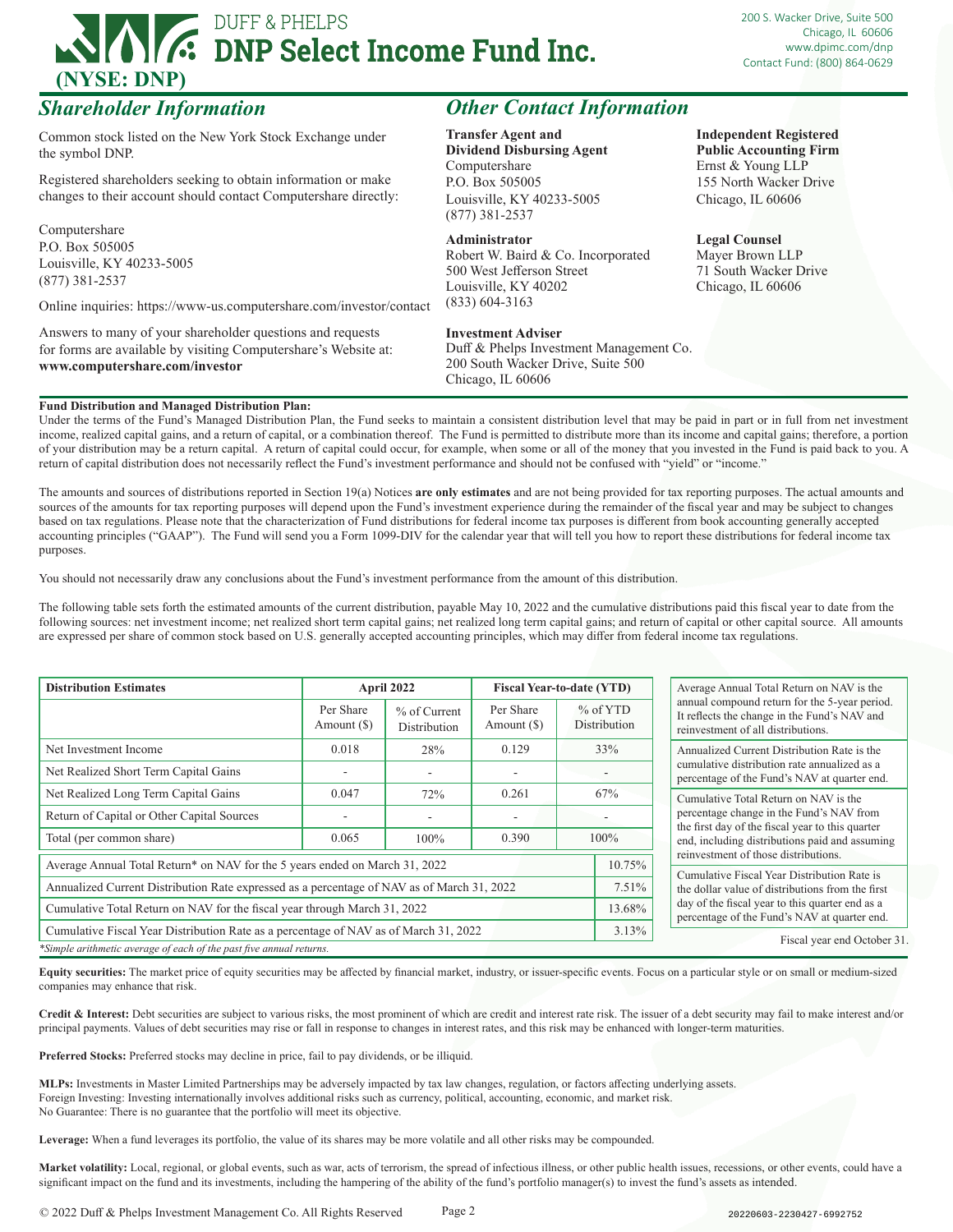# DUFF & PHELPS DNP Select Income Fund Inc.

**(NYSE: DNP)**

200 S. Wacker Drive, Suite 500
Chicago, IL 60606
www.dpimc.com/dnp
Contact Fund: (800) 864-0629

## *Shareholder Information*

Common stock listed on the New York Stock Exchange under the symbol DNP.

Registered shareholders seeking to obtain information or make changes to their account should contact Computershare directly:

Computershare
P.O. Box 505005
Louisville, KY 40233-5005
(877) 381-2537

Online inquiries: https://www-us.computershare.com/investor/contact

Answers to many of your shareholder questions and requests for forms are available by visiting Computershare's Website at: **www.computershare.com/investor**

## *Other Contact Information*

**Transfer Agent and Dividend Disbursing Agent**
Computershare
P.O. Box 505005
Louisville, KY 40233-5005
(877) 381-2537

**Administrator**
Robert W. Baird & Co. Incorporated
500 West Jefferson Street
Louisville, KY 40202
(833) 604-3163

**Investment Adviser**
Duff & Phelps Investment Management Co.
200 South Wacker Drive, Suite 500
Chicago, IL 60606

**Independent Registered Public Accounting Firm**
Ernst & Young LLP
155 North Wacker Drive
Chicago, IL 60606

**Legal Counsel**
Mayer Brown LLP
71 South Wacker Drive
Chicago, IL 60606

**Fund Distribution and Managed Distribution Plan:**

Under the terms of the Fund's Managed Distribution Plan, the Fund seeks to maintain a consistent distribution level that may be paid in part or in full from net investment income, realized capital gains, and a return of capital, or a combination thereof. The Fund is permitted to distribute more than its income and capital gains; therefore, a portion of your distribution may be a return capital. A return of capital could occur, for example, when some or all of the money that you invested in the Fund is paid back to you. A return of capital distribution does not necessarily reflect the Fund's investment performance and should not be confused with "yield" or "income."

The amounts and sources of distributions reported in Section 19(a) Notices **are only estimates** and are not being provided for tax reporting purposes. The actual amounts and sources of the amounts for tax reporting purposes will depend upon the Fund's investment experience during the remainder of the fiscal year and may be subject to changes based on tax regulations. Please note that the characterization of Fund distributions for federal income tax purposes is different from book accounting generally accepted accounting principles ("GAAP"). The Fund will send you a Form 1099-DIV for the calendar year that will tell you how to report these distributions for federal income tax purposes.

You should not necessarily draw any conclusions about the Fund's investment performance from the amount of this distribution.

The following table sets forth the estimated amounts of the current distribution, payable May 10, 2022 and the cumulative distributions paid this fiscal year to date from the following sources: net investment income; net realized short term capital gains; net realized long term capital gains; and return of capital or other capital source. All amounts are expressed per share of common stock based on U.S. generally accepted accounting principles, which may differ from federal income tax regulations.

| Distribution Estimates | April 2022 | | Fiscal Year-to-date (YTD) | |
|---|---|---|---|---|
| | Per Share Amount ($) | % of Current Distribution | Per Share Amount ($) | % of YTD Distribution |
| Net Investment Income | 0.018 | 28% | 0.129 | 33% |
| Net Realized Short Term Capital Gains | - | - | - | - |
| Net Realized Long Term Capital Gains | 0.047 | 72% | 0.261 | 67% |
| Return of Capital or Other Capital Sources | - | - | - | - |
| Total (per common share) | 0.065 | 100% | 0.390 | 100% |

| | |
|---|---|
| Average Annual Total Return* on NAV for the 5 years ended on March 31, 2022 | 10.75% |
| Annualized Current Distribution Rate expressed as a percentage of NAV as of March 31, 2022 | 7.51% |
| Cumulative Total Return on NAV for the fiscal year through March 31, 2022 | 13.68% |
| Cumulative Fiscal Year Distribution Rate as a percentage of NAV as of March 31, 2022 | 3.13% |

*\*Simple arithmetic average of each of the past five annual returns.*

Average Annual Total Return on NAV is the annual compound return for the 5-year period. It reflects the change in the Fund's NAV and reinvestment of all distributions.

Annualized Current Distribution Rate is the cumulative distribution rate annualized as a percentage of the Fund's NAV at quarter end.

Cumulative Total Return on NAV is the percentage change in the Fund's NAV from the first day of the fiscal year to this quarter end, including distributions paid and assuming reinvestment of those distributions.

Cumulative Fiscal Year Distribution Rate is the dollar value of distributions from the first day of the fiscal year to this quarter end as a percentage of the Fund's NAV at quarter end.

Fiscal year end October 31.

**Equity securities:** The market price of equity securities may be affected by financial market, industry, or issuer-specific events. Focus on a particular style or on small or medium-sized companies may enhance that risk.

**Credit & Interest:** Debt securities are subject to various risks, the most prominent of which are credit and interest rate risk. The issuer of a debt security may fail to make interest and/or principal payments. Values of debt securities may rise or fall in response to changes in interest rates, and this risk may be enhanced with longer-term maturities.

**Preferred Stocks:** Preferred stocks may decline in price, fail to pay dividends, or be illiquid.

**MLPs:** Investments in Master Limited Partnerships may be adversely impacted by tax law changes, regulation, or factors affecting underlying assets.
Foreign Investing: Investing internationally involves additional risks such as currency, political, accounting, economic, and market risk.
No Guarantee: There is no guarantee that the portfolio will meet its objective.

**Leverage:** When a fund leverages its portfolio, the value of its shares may be more volatile and all other risks may be compounded.

**Market volatility:** Local, regional, or global events, such as war, acts of terrorism, the spread of infectious illness, or other public health issues, recessions, or other events, could have a significant impact on the fund and its investments, including the hampering of the ability of the fund's portfolio manager(s) to invest the fund's assets as intended.

© 2022 Duff & Phelps Investment Management Co. All Rights Reserved

20220603-2230427-6992752